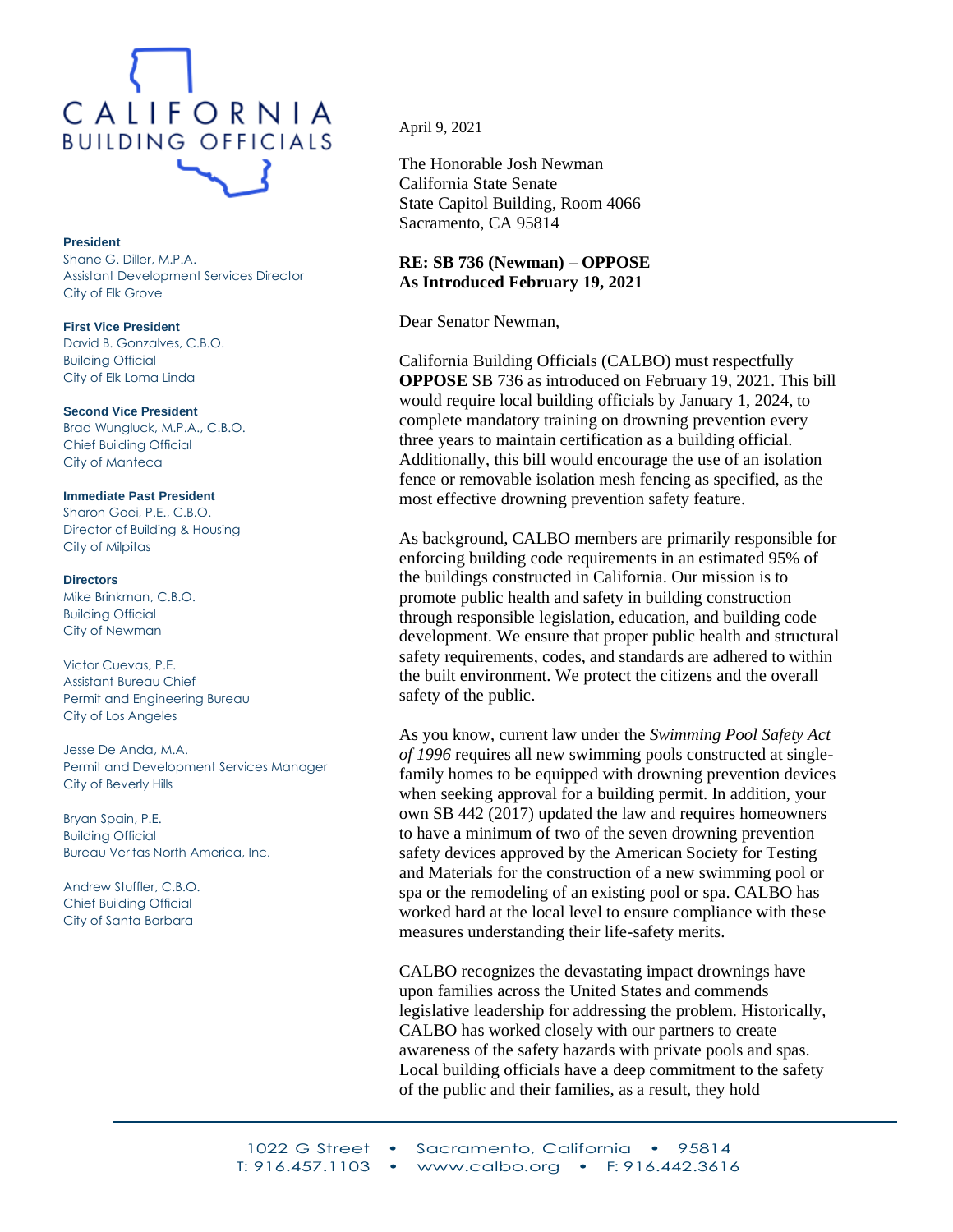# CALIFORNIA BUILDING OFFICIALS

**President**
Shane G. Diller, M.P.A.
Assistant Development Services Director
City of Elk Grove

**First Vice President**
David B. Gonzalves, C.B.O.
Building Official
City of Elk Loma Linda

**Second Vice President**
Brad Wungluck, M.P.A., C.B.O.
Chief Building Official
City of Manteca

**Immediate Past President**
Sharon Goei, P.E., C.B.O.
Director of Building & Housing
City of Milpitas

**Directors**
Mike Brinkman, C.B.O.
Building Official
City of Newman

Victor Cuevas, P.E.
Assistant Bureau Chief
Permit and Engineering Bureau
City of Los Angeles

Jesse De Anda, M.A.
Permit and Development Services Manager
City of Beverly Hills

Bryan Spain, P.E.
Building Official
Bureau Veritas North America, Inc.

Andrew Stuffler, C.B.O.
Chief Building Official
City of Santa Barbara

April 9, 2021

The Honorable Josh Newman
California State Senate
State Capitol Building, Room 4066
Sacramento, CA 95814

**RE: SB 736 (Newman) – OPPOSE**
**As Introduced February 19, 2021**

Dear Senator Newman,

California Building Officials (CALBO) must respectfully **OPPOSE** SB 736 as introduced on February 19, 2021. This bill would require local building officials by January 1, 2024, to complete mandatory training on drowning prevention every three years to maintain certification as a building official. Additionally, this bill would encourage the use of an isolation fence or removable isolation mesh fencing as specified, as the most effective drowning prevention safety feature.

As background, CALBO members are primarily responsible for enforcing building code requirements in an estimated 95% of the buildings constructed in California. Our mission is to promote public health and safety in building construction through responsible legislation, education, and building code development. We ensure that proper public health and structural safety requirements, codes, and standards are adhered to within the built environment. We protect the citizens and the overall safety of the public.

As you know, current law under the *Swimming Pool Safety Act of 1996* requires all new swimming pools constructed at single-family homes to be equipped with drowning prevention devices when seeking approval for a building permit. In addition, your own SB 442 (2017) updated the law and requires homeowners to have a minimum of two of the seven drowning prevention safety devices approved by the American Society for Testing and Materials for the construction of a new swimming pool or spa or the remodeling of an existing pool or spa. CALBO has worked hard at the local level to ensure compliance with these measures understanding their life-safety merits.

CALBO recognizes the devastating impact drownings have upon families across the United States and commends legislative leadership for addressing the problem. Historically, CALBO has worked closely with our partners to create awareness of the safety hazards with private pools and spas. Local building officials have a deep commitment to the safety of the public and their families, as a result, they hold

1022 G Street • Sacramento, California • 95814
T: 916.457.1103 • www.calbo.org • F: 916.442.3616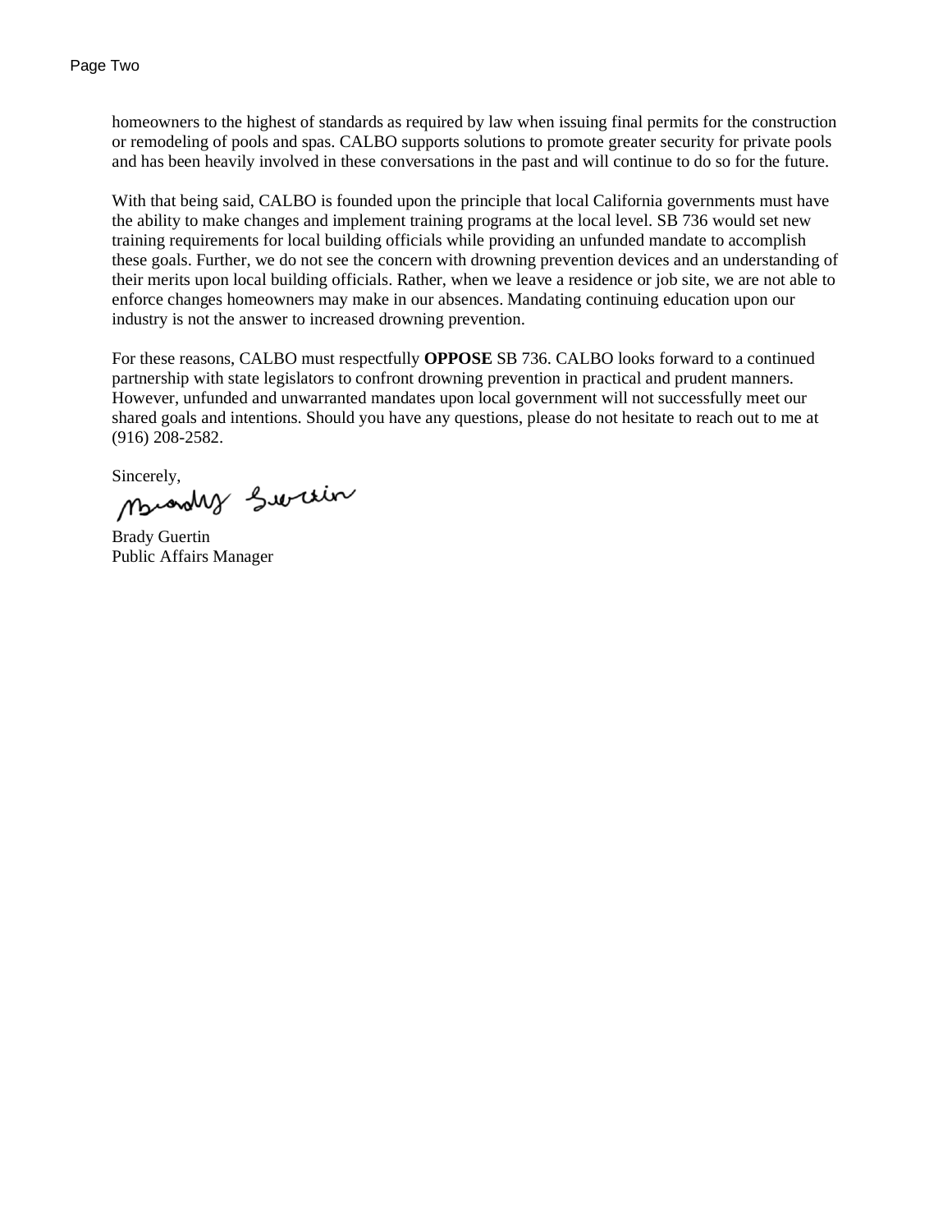homeowners to the highest of standards as required by law when issuing final permits for the construction or remodeling of pools and spas. CALBO supports solutions to promote greater security for private pools and has been heavily involved in these conversations in the past and will continue to do so for the future.

With that being said, CALBO is founded upon the principle that local California governments must have the ability to make changes and implement training programs at the local level. SB 736 would set new training requirements for local building officials while providing an unfunded mandate to accomplish these goals. Further, we do not see the concern with drowning prevention devices and an understanding of their merits upon local building officials. Rather, when we leave a residence or job site, we are not able to enforce changes homeowners may make in our absences. Mandating continuing education upon our industry is not the answer to increased drowning prevention.

For these reasons, CALBO must respectfully **OPPOSE** SB 736. CALBO looks forward to a continued partnership with state legislators to confront drowning prevention in practical and prudent manners. However, unfunded and unwarranted mandates upon local government will not successfully meet our shared goals and intentions. Should you have any questions, please do not hesitate to reach out to me at (916) 208-2582.

Sincerely,

Brady Guertin
Public Affairs Manager